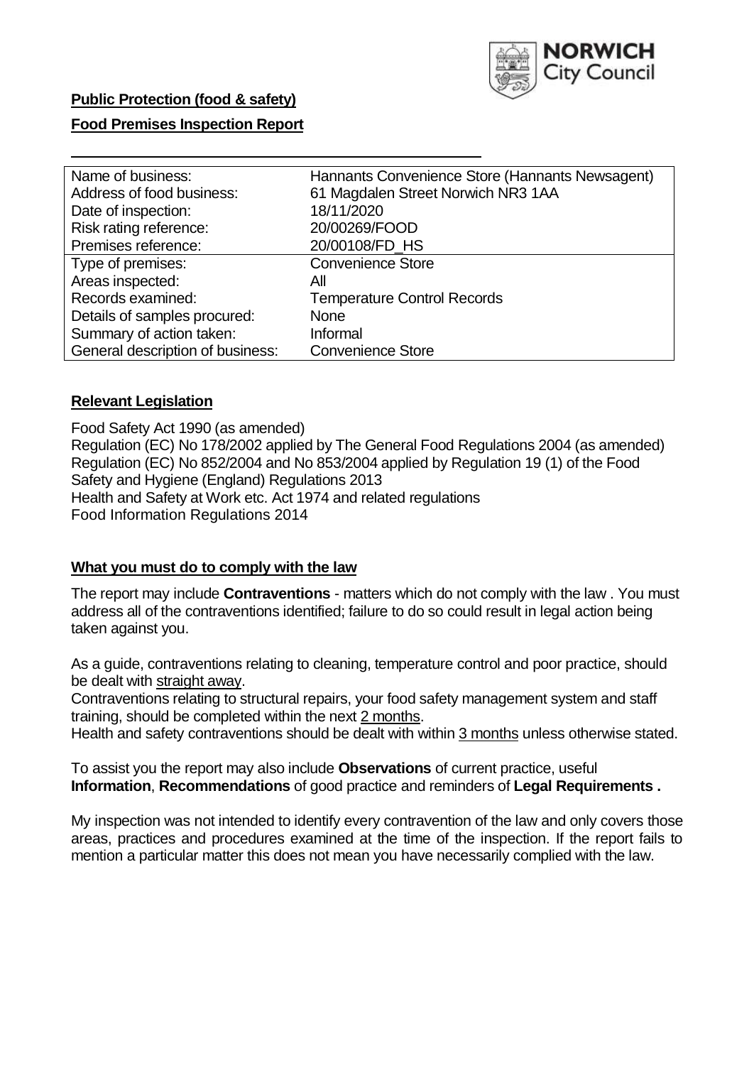**Public Protection (food & safety)**

**Food Premises Inspection Report**

| | |
|---|---|
| Name of business: | Hannants Convenience Store (Hannants Newsagent) |
| Address of food business: | 61 Magdalen Street Norwich NR3 1AA |
| Date of inspection: | 18/11/2020 |
| Risk rating reference: | 20/00269/FOOD |
| Premises reference: | 20/00108/FD_HS |
| Type of premises: | Convenience Store |
| Areas inspected: | All |
| Records examined: | Temperature Control Records |
| Details of samples procured: | None |
| Summary of action taken: | Informal |
| General description of business: | Convenience Store |

## Relevant Legislation

Food Safety Act 1990 (as amended)
Regulation (EC) No 178/2002 applied by The General Food Regulations 2004 (as amended)
Regulation (EC) No 852/2004 and No 853/2004 applied by Regulation 19 (1) of the Food Safety and Hygiene (England) Regulations 2013
Health and Safety at Work etc. Act 1974 and related regulations
Food Information Regulations 2014

## What you must do to comply with the law

The report may include **Contraventions** - matters which do not comply with the law . You must address all of the contraventions identified; failure to do so could result in legal action being taken against you.

As a guide, contraventions relating to cleaning, temperature control and poor practice, should be dealt with straight away.

Contraventions relating to structural repairs, your food safety management system and staff training, should be completed within the next 2 months.

Health and safety contraventions should be dealt with within 3 months unless otherwise stated.

To assist you the report may also include **Observations** of current practice, useful **Information**, **Recommendations** of good practice and reminders of **Legal Requirements .**

My inspection was not intended to identify every contravention of the law and only covers those areas, practices and procedures examined at the time of the inspection. If the report fails to mention a particular matter this does not mean you have necessarily complied with the law.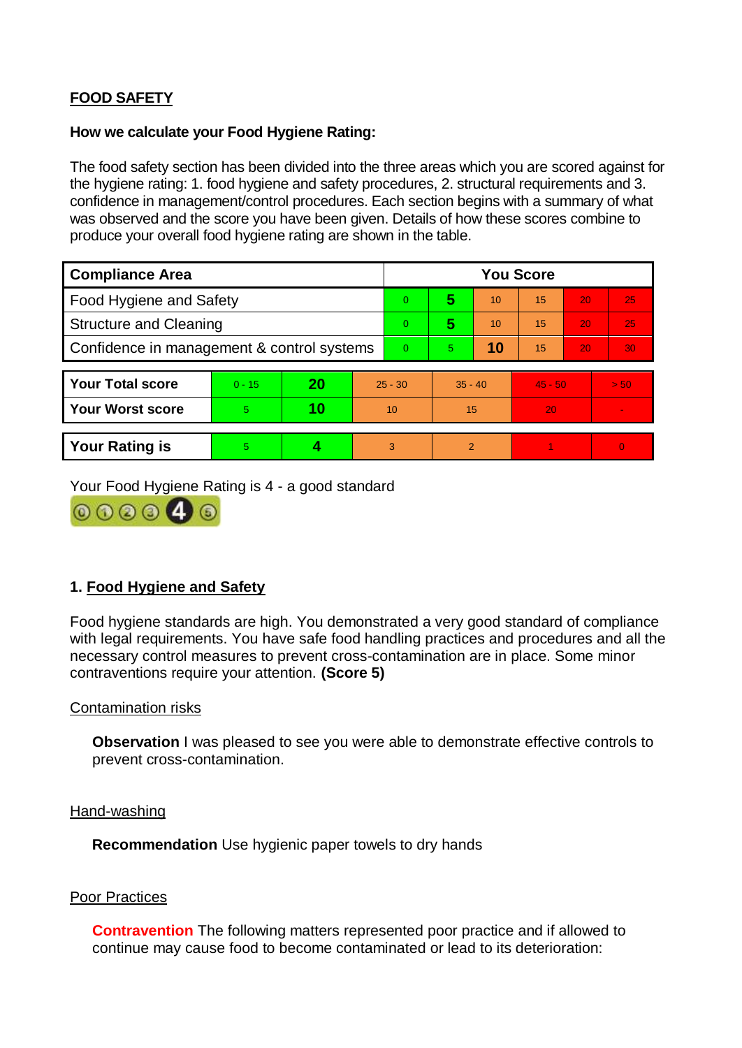**FOOD SAFETY**

**How we calculate your Food Hygiene Rating:**

The food safety section has been divided into the three areas which you are scored against for the hygiene rating: 1. food hygiene and safety procedures, 2. structural requirements and 3. confidence in management/control procedures. Each section begins with a summary of what was observed and the score you have been given. Details of how these scores combine to produce your overall food hygiene rating are shown in the table.

| Compliance Area | You Score | | | | | |
|---|---|---|---|---|---|---|
| Food Hygiene and Safety | 0 | **5** | 10 | 15 | 20 | 25 |
| Structure and Cleaning | 0 | **5** | 10 | 15 | 20 | 25 |
| Confidence in management & control systems | 0 | 5 | **10** | 15 | 20 | 30 |

| | | | | | | |
|---|---|---|---|---|---|---|
| **Your Total score** | 0 - 15 | **20** | 25 - 30 | 35 - 40 | 45 - 50 | > 50 |
| **Your Worst score** | 5 | **10** | 10 | 15 | 20 | - |

| | | | | | | |
|---|---|---|---|---|---|---|
| **Your Rating is** | 5 | **4** | 3 | 2 | 1 | 0 |

Your Food Hygiene Rating is 4 - a good standard

## 1. Food Hygiene and Safety

Food hygiene standards are high. You demonstrated a very good standard of compliance with legal requirements. You have safe food handling practices and procedures and all the necessary control measures to prevent cross-contamination are in place. Some minor contraventions require your attention. **(Score 5)**

### Contamination risks

**Observation** I was pleased to see you were able to demonstrate effective controls to prevent cross-contamination.

### Hand-washing

**Recommendation** Use hygienic paper towels to dry hands

### Poor Practices

**Contravention** The following matters represented poor practice and if allowed to continue may cause food to become contaminated or lead to its deterioration: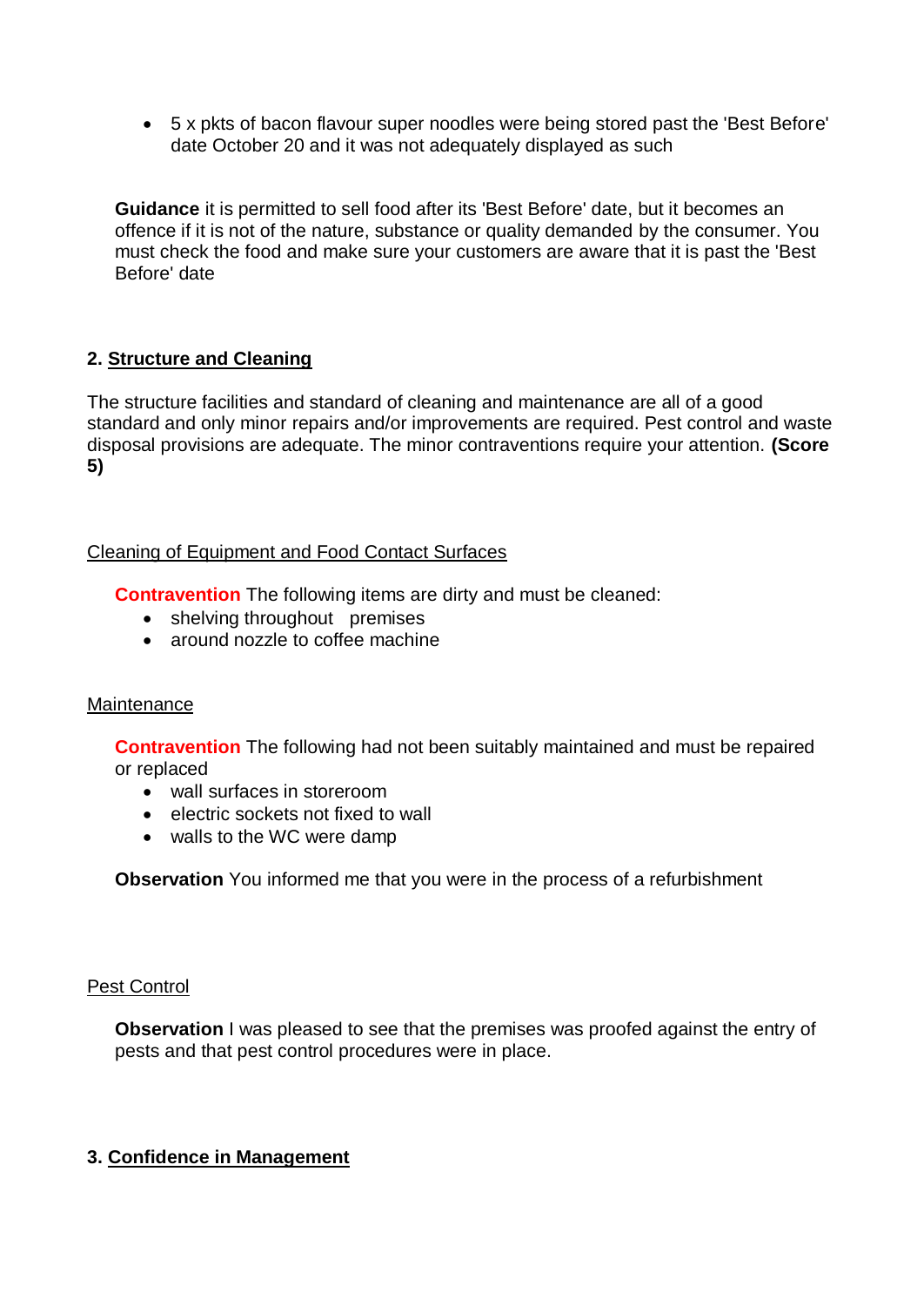- 5 x pkts of bacon flavour super noodles were being stored past the 'Best Before' date October 20 and it was not adequately displayed as such

**Guidance** it is permitted to sell food after its 'Best Before' date, but it becomes an offence if it is not of the nature, substance or quality demanded by the consumer. You must check the food and make sure your customers are aware that it is past the 'Best Before' date

## 2. Structure and Cleaning

The structure facilities and standard of cleaning and maintenance are all of a good standard and only minor repairs and/or improvements are required. Pest control and waste disposal provisions are adequate. The minor contraventions require your attention. **(Score 5)**

### Cleaning of Equipment and Food Contact Surfaces

**Contravention** The following items are dirty and must be cleaned:

- shelving throughout premises
- around nozzle to coffee machine

### Maintenance

**Contravention** The following had not been suitably maintained and must be repaired or replaced

- wall surfaces in storeroom
- electric sockets not fixed to wall
- walls to the WC were damp

**Observation** You informed me that you were in the process of a refurbishment

### Pest Control

**Observation** I was pleased to see that the premises was proofed against the entry of pests and that pest control procedures were in place.

## 3. Confidence in Management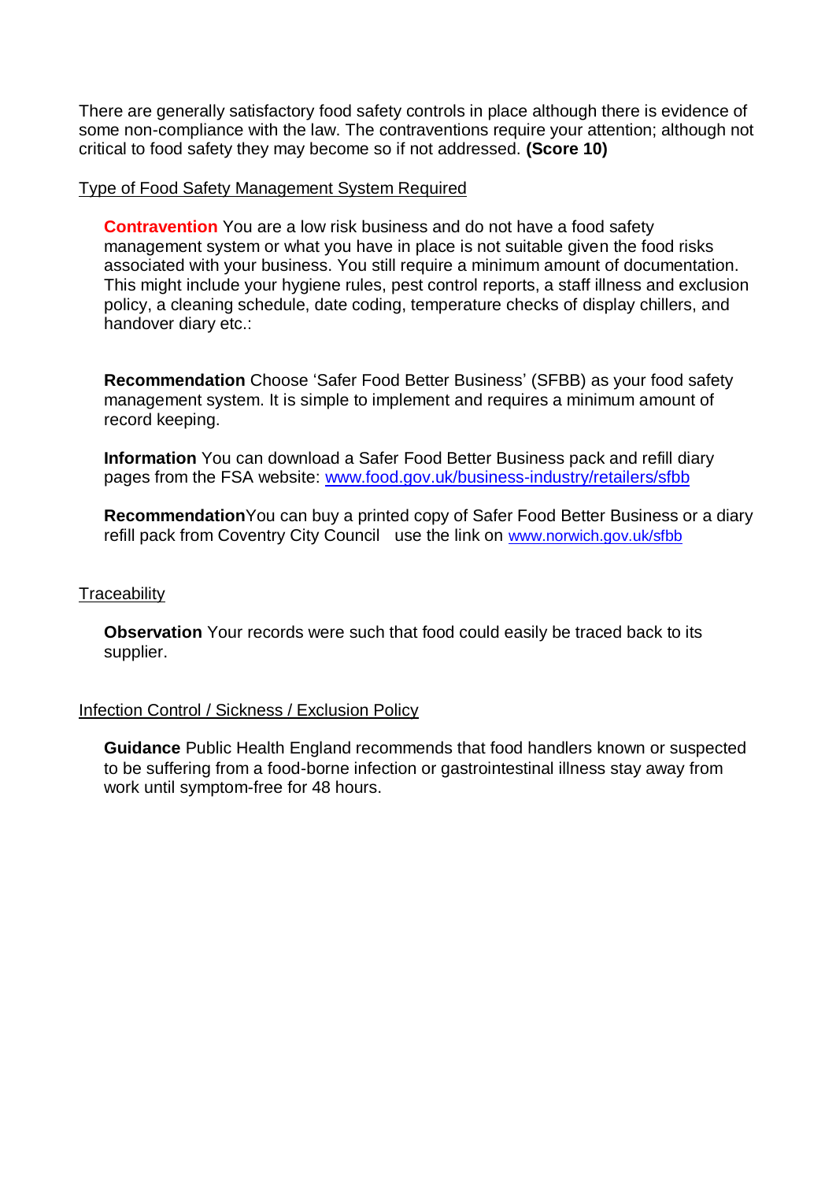There are generally satisfactory food safety controls in place although there is evidence of some non-compliance with the law. The contraventions require your attention; although not critical to food safety they may become so if not addressed. **(Score 10)**

Type of Food Safety Management System Required

**Contravention** You are a low risk business and do not have a food safety management system or what you have in place is not suitable given the food risks associated with your business. You still require a minimum amount of documentation. This might include your hygiene rules, pest control reports, a staff illness and exclusion policy, a cleaning schedule, date coding, temperature checks of display chillers, and handover diary etc.:

**Recommendation** Choose 'Safer Food Better Business' (SFBB) as your food safety management system. It is simple to implement and requires a minimum amount of record keeping.

**Information** You can download a Safer Food Better Business pack and refill diary pages from the FSA website: www.food.gov.uk/business-industry/retailers/sfbb

**Recommendation**You can buy a printed copy of Safer Food Better Business or a diary refill pack from Coventry City Council use the link on www.norwich.gov.uk/sfbb

Traceability

**Observation** Your records were such that food could easily be traced back to its supplier.

Infection Control / Sickness / Exclusion Policy

**Guidance** Public Health England recommends that food handlers known or suspected to be suffering from a food-borne infection or gastrointestinal illness stay away from work until symptom-free for 48 hours.